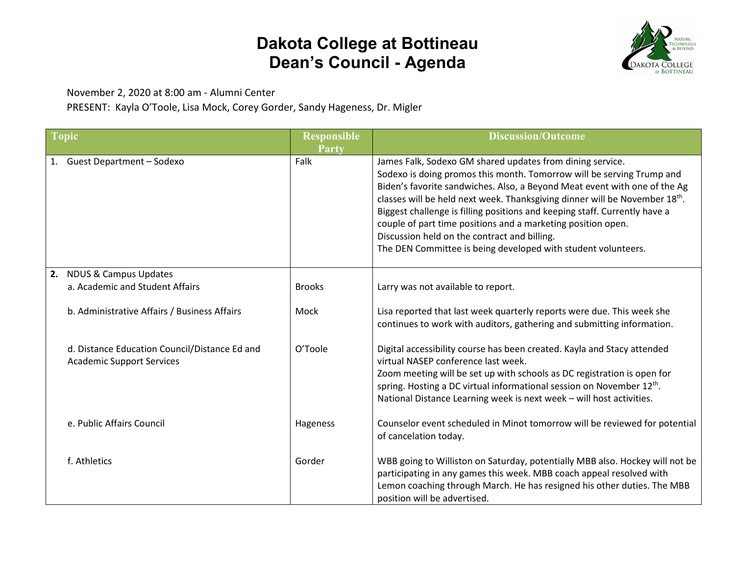# Dakota College at Bottineau
# Dean's Council - Agenda

November 2, 2020 at 8:00 am - Alumni Center
PRESENT: Kayla O'Toole, Lisa Mock, Corey Gorder, Sandy Hageness, Dr. Migler

| Topic | Responsible Party | Discussion/Outcome |
|---|---|---|
| 1. Guest Department – Sodexo | Falk | James Falk, Sodexo GM shared updates from dining service. Sodexo is doing promos this month. Tomorrow will be serving Trump and Biden's favorite sandwiches. Also, a Beyond Meat event with one of the Ag classes will be held next week. Thanksgiving dinner will be November 18th. Biggest challenge is filling positions and keeping staff. Currently have a couple of part time positions and a marketing position open. Discussion held on the contract and billing. The DEN Committee is being developed with student volunteers. |
| **2.** NDUS & Campus Updates | | |
| a. Academic and Student Affairs | Brooks | Larry was not available to report. |
| b. Administrative Affairs / Business Affairs | Mock | Lisa reported that last week quarterly reports were due. This week she continues to work with auditors, gathering and submitting information. |
| d. Distance Education Council/Distance Ed and Academic Support Services | O'Toole | Digital accessibility course has been created. Kayla and Stacy attended virtual NASEP conference last week. Zoom meeting will be set up with schools as DC registration is open for spring. Hosting a DC virtual informational session on November 12th. National Distance Learning week is next week – will host activities. |
| e. Public Affairs Council | Hageness | Counselor event scheduled in Minot tomorrow will be reviewed for potential of cancelation today. |
| f. Athletics | Gorder | WBB going to Williston on Saturday, potentially MBB also. Hockey will not be participating in any games this week. MBB coach appeal resolved with Lemon coaching through March. He has resigned his other duties. The MBB position will be advertised. |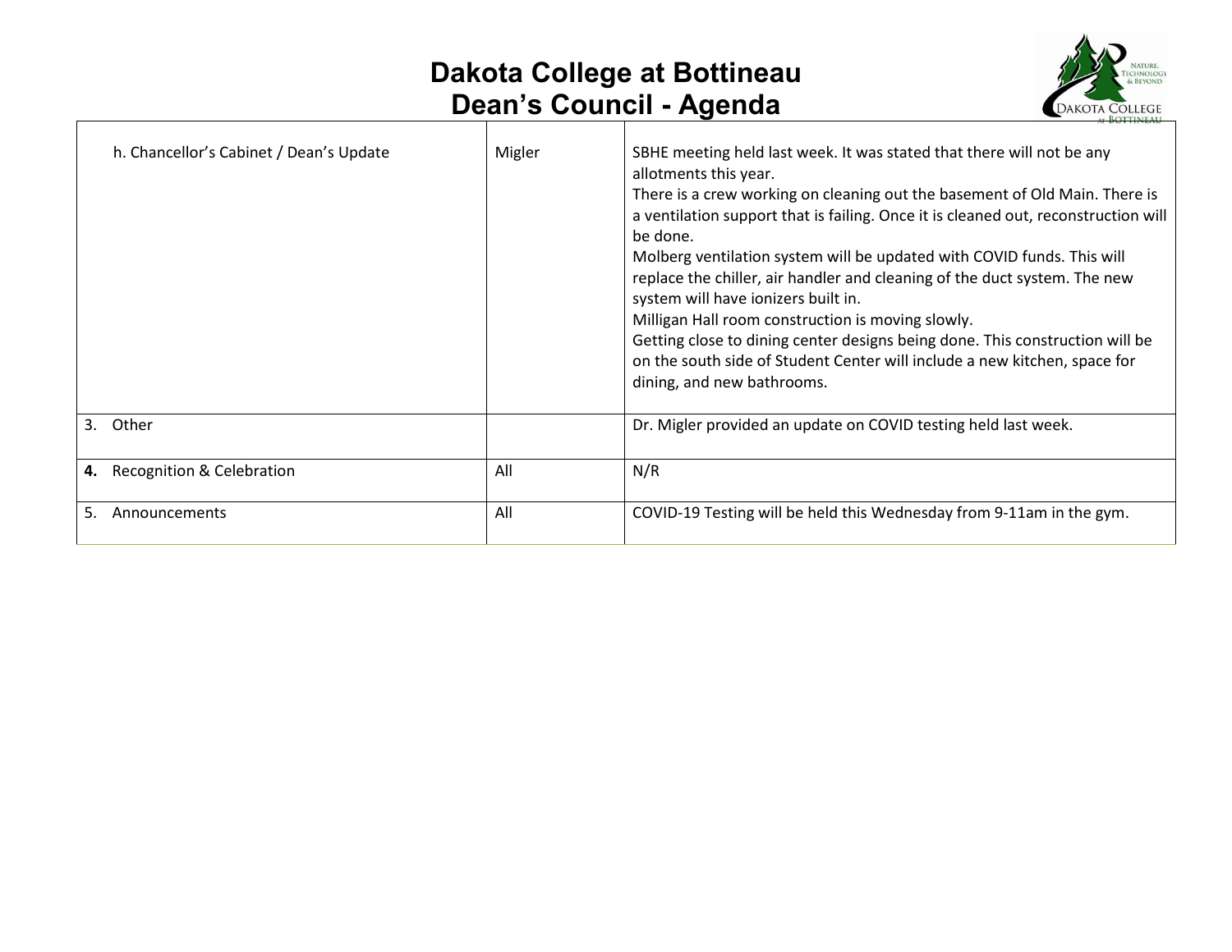# Dakota College at Bottineau
# Dean's Council - Agenda

| | | |
|---|---|---|
| h. Chancellor's Cabinet / Dean's Update | Migler | SBHE meeting held last week. It was stated that there will not be any allotments this year.<br>There is a crew working on cleaning out the basement of Old Main. There is a ventilation support that is failing. Once it is cleaned out, reconstruction will be done.<br>Molberg ventilation system will be updated with COVID funds. This will replace the chiller, air handler and cleaning of the duct system. The new system will have ionizers built in.<br>Milligan Hall room construction is moving slowly.<br>Getting close to dining center designs being done. This construction will be on the south side of Student Center will include a new kitchen, space for dining, and new bathrooms. |
| 3. Other | | Dr. Migler provided an update on COVID testing held last week. |
| **4.** Recognition & Celebration | All | N/R |
| 5. Announcements | All | COVID-19 Testing will be held this Wednesday from 9-11am in the gym. |